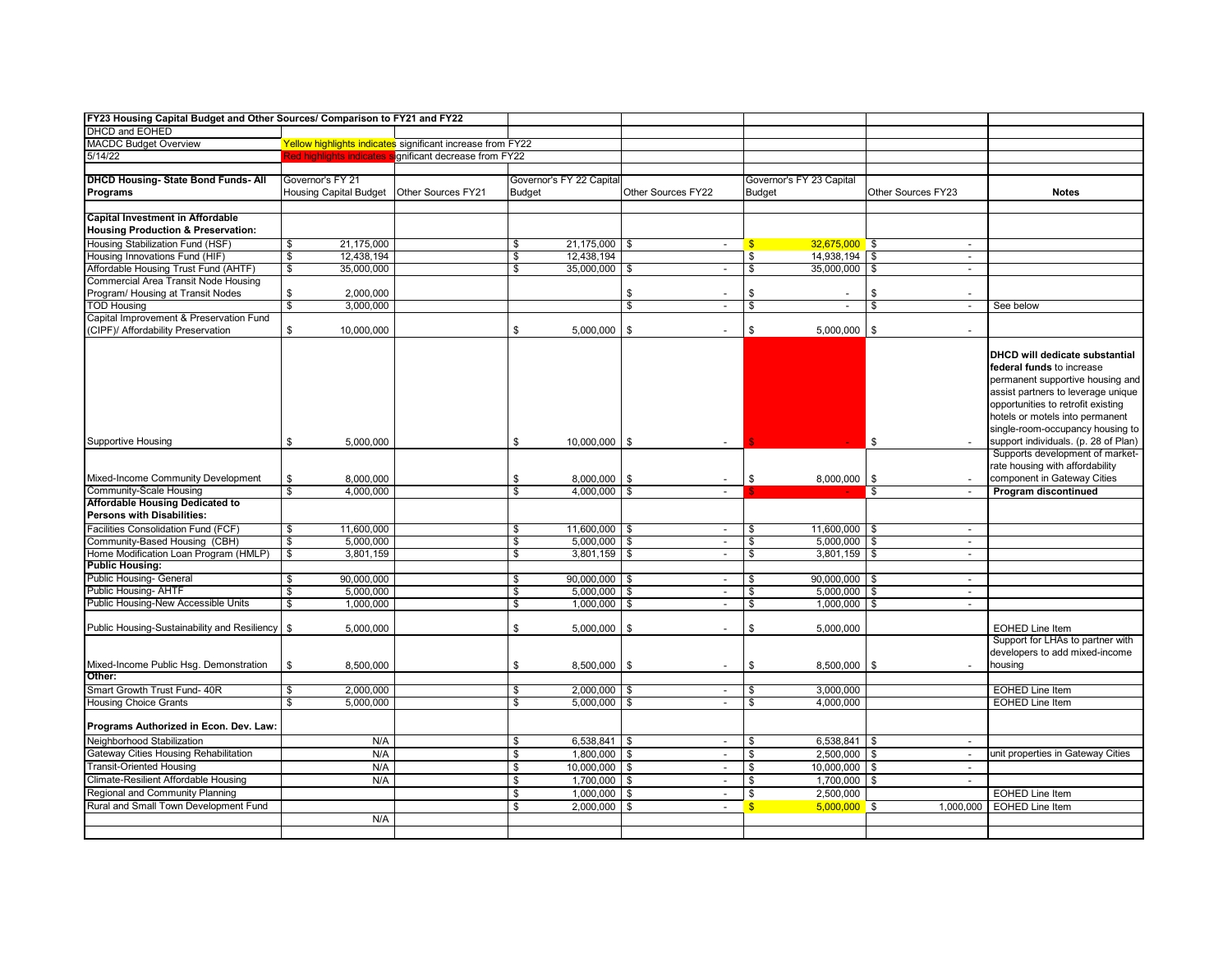| FY23 Housing Capital Budget and Other Sources/ Comparison to FY21 and FY22 | | | | | | | |
|---|---|---|---|---|---|---|---|
| DHCD and EOHED | | | | | | | |
| MACDC Budget Overview | Yellow highlights indicates significant increase from FY22 | | | | | | |
| 5/14/22 | Red highlights indicates significant decrease from FY22 | | | | | | |
| **DHCD Housing- State Bond Funds- All Programs** | Governor's FY 21 Housing Capital Budget | Other Sources FY21 | Governor's FY 22 Capital Budget | Other Sources FY22 | Governor's FY 23 Capital Budget | Other Sources FY23 | **Notes** |
| **Capital Investment in Affordable Housing Production & Preservation:** | | | | | | | |
| Housing Stabilization Fund (HSF) | $ 21,175,000 | | $ 21,175,000 | $ - | $ 32,675,000 | $ - | |
| Housing Innovations Fund (HIF) | $ 12,438,194 | | $ 12,438,194 | | $ 14,938,194 | $ - | |
| Affordable Housing Trust Fund (AHTF) | $ 35,000,000 | | $ 35,000,000 | $ - | $ 35,000,000 | $ - | |
| Commercial Area Transit Node Housing Program/ Housing at Transit Nodes | $ 2,000,000 | | | $ - | $ - | $ - | |
| TOD Housing | $ 3,000,000 | | | $ - | $ - | $ - | See below |
| Capital Improvement & Preservation Fund (CIPF)/ Affordability Preservation | $ 10,000,000 | | $ 5,000,000 | $ - | $ 5,000,000 | $ - | |
| Supportive Housing | $ 5,000,000 | | $ 10,000,000 | $ - | $ - | $ - | **DHCD will dedicate substantial federal funds** to increase permanent supportive housing and assist partners to leverage unique opportunities to retrofit existing hotels or motels into permanent single-room-occupancy housing to support individuals. (p. 28 of Plan) |
| Mixed-Income Community Development | $ 8,000,000 | | $ 8,000,000 | $ - | $ 8,000,000 | $ - | Supports development of market-rate housing with affordability component in Gateway Cities |
| Community-Scale Housing | $ 4,000,000 | | $ 4,000,000 | $ - | $ - | $ - | **Program discontinued** |
| **Affordable Housing Dedicated to Persons with Disabilities:** | | | | | | | |
| Facilities Consolidation Fund (FCF) | $ 11,600,000 | | $ 11,600,000 | $ - | $ 11,600,000 | $ - | |
| Community-Based Housing (CBH) | $ 5,000,000 | | $ 5,000,000 | $ - | $ 5,000,000 | $ - | |
| Home Modification Loan Program (HMLP) | $ 3,801,159 | | $ 3,801,159 | $ - | $ 3,801,159 | $ - | |
| **Public Housing:** | | | | | | | |
| Public Housing- General | $ 90,000,000 | | $ 90,000,000 | $ - | $ 90,000,000 | $ - | |
| Public Housing- AHTF | $ 5,000,000 | | $ 5,000,000 | $ - | $ 5,000,000 | $ - | |
| Public Housing-New Accessible Units | $ 1,000,000 | | $ 1,000,000 | $ - | $ 1,000,000 | $ - | |
| Public Housing-Sustainability and Resiliency | $ 5,000,000 | | $ 5,000,000 | $ - | $ 5,000,000 | | EOHED Line Item |
| Mixed-Income Public Hsg. Demonstration | $ 8,500,000 | | $ 8,500,000 | $ - | $ 8,500,000 | $ - | Support for LHAs to partner with developers to add mixed-income housing |
| **Other:** | | | | | | | |
| Smart Growth Trust Fund- 40R | $ 2,000,000 | | $ 2,000,000 | $ - | $ 3,000,000 | | EOHED Line Item |
| Housing Choice Grants | $ 5,000,000 | | $ 5,000,000 | $ - | $ 4,000,000 | | EOHED Line Item |
| **Programs Authorized in Econ. Dev. Law:** | | | | | | | |
| Neighborhood Stabilization | N/A | | $ 6,538,841 | $ - | $ 6,538,841 | $ - | |
| Gateway Cities Housing Rehabilitation | N/A | | $ 1,800,000 | $ - | $ 2,500,000 | $ - | unit properties in Gateway Cities |
| Transit-Oriented Housing | N/A | | $ 10,000,000 | $ - | $ 10,000,000 | $ - | |
| Climate-Resilient Affordable Housing | N/A | | $ 1,700,000 | $ - | $ 1,700,000 | $ - | |
| Regional and Community Planning | | | $ 1,000,000 | $ - | $ 2,500,000 | | EOHED Line Item |
| Rural and Small Town Development Fund | | | $ 2,000,000 | $ - | $ 5,000,000 | $ 1,000,000 | EOHED Line Item |
| | N/A | | | | | | |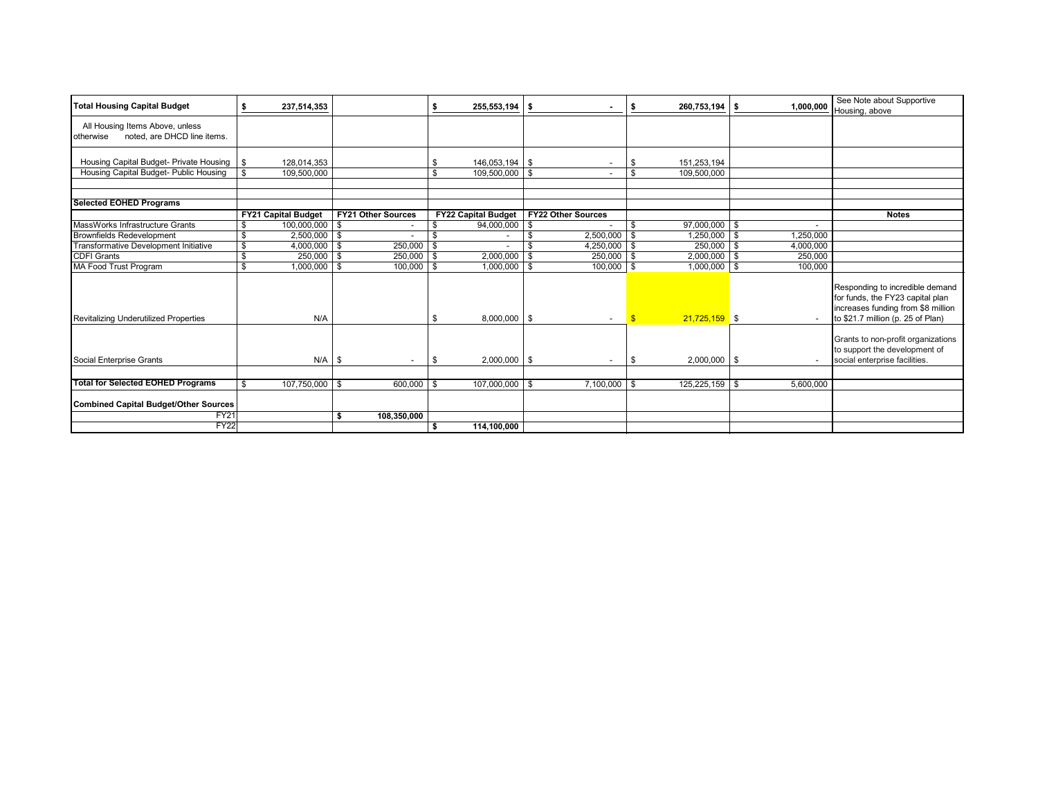| | | | | | | | |
|---|---|---|---|---|---|---|---|
| **Total Housing Capital Budget** | **$ 237,514,353** | | **$ 255,553,194** | **$ -** | **$ 260,753,194** | **$ 1,000,000** | See Note about Supportive Housing, above |
| All Housing Items Above, unless otherwise noted, are DHCD line items. | | | | | | | |
| Housing Capital Budget- Private Housing | $ 128,014,353 | | $ 146,053,194 | $ - | $ 151,253,194 | | |
| Housing Capital Budget- Public Housing | $ 109,500,000 | | $ 109,500,000 | $ - | $ 109,500,000 | | |
| | | | | | | | |
| | | | | | | | |
| **Selected EOHED Programs** | | | | | | | |
| | **FY21 Capital Budget** | **FY21 Other Sources** | **FY22 Capital Budget** | **FY22 Other Sources** | | | **Notes** |
| MassWorks Infrastructure Grants | $ 100,000,000 | $ - | $ 94,000,000 | $ - | $ 97,000,000 | $ - | |
| Brownfields Redevelopment | $ 2,500,000 | $ - | $ - | $ 2,500,000 | $ 1,250,000 | $ 1,250,000 | |
| Transformative Development Initiative | $ 4,000,000 | $ 250,000 | $ - | $ 4,250,000 | $ 250,000 | $ 4,000,000 | |
| CDFI Grants | $ 250,000 | $ 250,000 | $ 2,000,000 | $ 250,000 | $ 2,000,000 | $ 250,000 | |
| MA Food Trust Program | $ 1,000,000 | $ 100,000 | $ 1,000,000 | $ 100,000 | $ 1,000,000 | $ 100,000 | |
| Revitalizing Underutilized Properties | N/A | | $ 8,000,000 | $ - | $ 21,725,159 | $ - | Responding to incredible demand for funds, the FY23 capital plan increases funding from $8 million to $21.7 million (p. 25 of Plan) |
| Social Enterprise Grants | N/A | $ - | $ 2,000,000 | $ - | $ 2,000,000 | $ - | Grants to non-profit organizations to support the development of social enterprise facilities. |
| | | | | | | | |
| **Total for Selected EOHED Programs** | $ 107,750,000 | $ 600,000 | $ 107,000,000 | $ 7,100,000 | $ 125,225,159 | $ 5,600,000 | |
| **Combined Capital Budget/Other Sources** | | | | | | | |
| FY21 | | **$ 108,350,000** | | | | | |
| FY22 | | | **$ 114,100,000** | | | | |